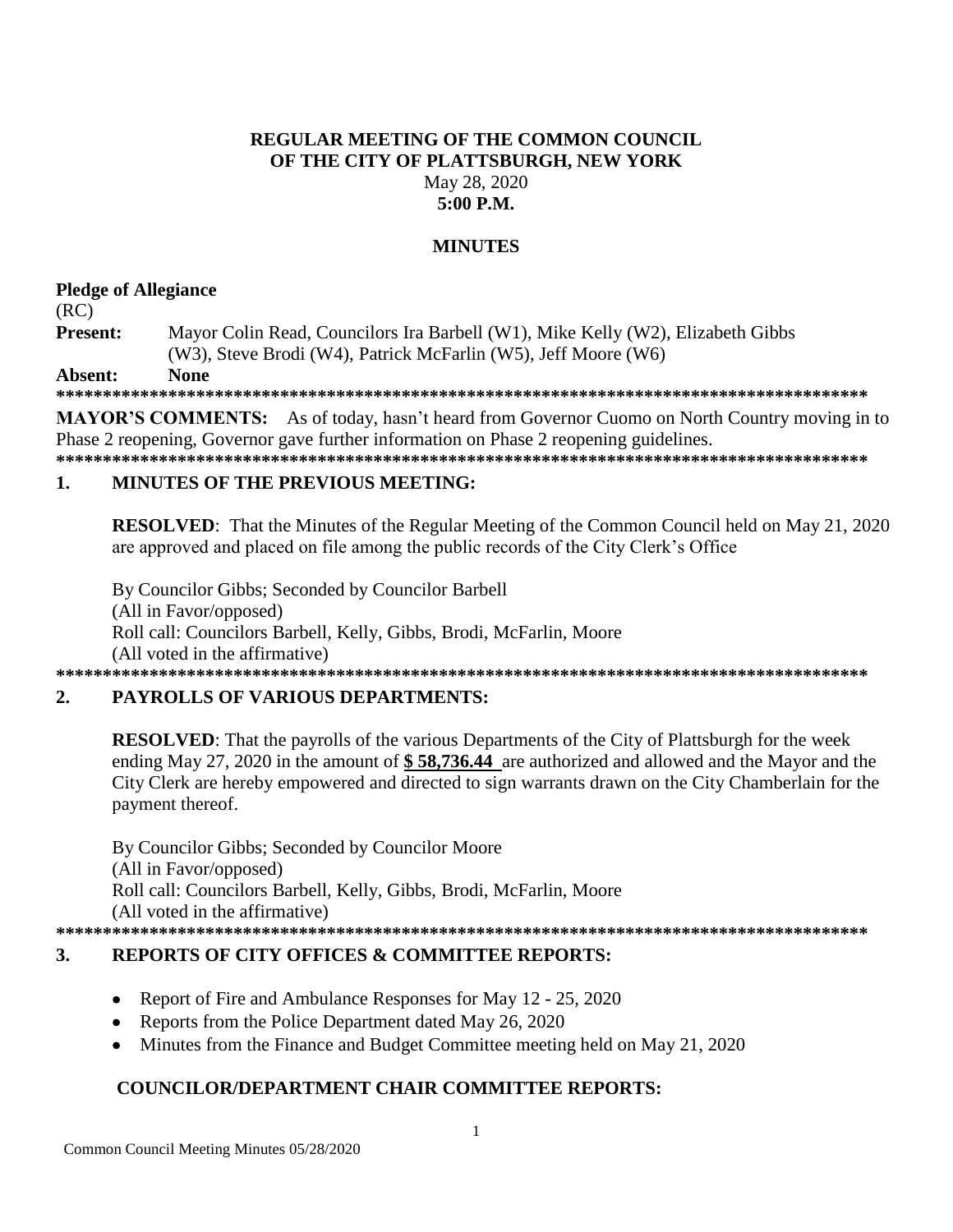# REGULAR MEETING OF THE COMMON COUNCIL OF THE CITY OF PLATTSBURGH, NEW YORK

May 28, 2020

**5:00 P.M.**

## MINUTES

**Pledge of Allegiance**

(RC)

**Present:** Mayor Colin Read, Councilors Ira Barbell (W1), Mike Kelly (W2), Elizabeth Gibbs (W3), Steve Brodi (W4), Patrick McFarlin (W5), Jeff Moore (W6)

**Absent:** **None**

**\*\*\*\*\*\*\*\*\*\*\*\*\*\*\*\*\*\*\*\*\*\*\*\*\*\*\*\*\*\*\*\*\*\*\*\*\*\*\*\*\*\*\*\*\*\*\*\*\*\*\*\*\*\*\*\*\*\*\*\*\*\*\*\*\*\*\*\*\*\*\*\*\*\*\*\*\*\*\*\*\*\*\*\*\*\*\*\***

**MAYOR'S COMMENTS:** As of today, hasn't heard from Governor Cuomo on North Country moving in to Phase 2 reopening, Governor gave further information on Phase 2 reopening guidelines.

**\*\*\*\*\*\*\*\*\*\*\*\*\*\*\*\*\*\*\*\*\*\*\*\*\*\*\*\*\*\*\*\*\*\*\*\*\*\*\*\*\*\*\*\*\*\*\*\*\*\*\*\*\*\*\*\*\*\*\*\*\*\*\*\*\*\*\*\*\*\*\*\*\*\*\*\*\*\*\*\*\*\*\*\*\*\*\*\***

## 1. MINUTES OF THE PREVIOUS MEETING:

**RESOLVED**: That the Minutes of the Regular Meeting of the Common Council held on May 21, 2020 are approved and placed on file among the public records of the City Clerk's Office

By Councilor Gibbs; Seconded by Councilor Barbell
(All in Favor/opposed)
Roll call: Councilors Barbell, Kelly, Gibbs, Brodi, McFarlin, Moore
(All voted in the affirmative)

**\*\*\*\*\*\*\*\*\*\*\*\*\*\*\*\*\*\*\*\*\*\*\*\*\*\*\*\*\*\*\*\*\*\*\*\*\*\*\*\*\*\*\*\*\*\*\*\*\*\*\*\*\*\*\*\*\*\*\*\*\*\*\*\*\*\*\*\*\*\*\*\*\*\*\*\*\*\*\*\*\*\*\*\*\*\*\*\***

## 2. PAYROLLS OF VARIOUS DEPARTMENTS:

**RESOLVED**: That the payrolls of the various Departments of the City of Plattsburgh for the week ending May 27, 2020 in the amount of **$ 58,736.44** are authorized and allowed and the Mayor and the City Clerk are hereby empowered and directed to sign warrants drawn on the City Chamberlain for the payment thereof.

By Councilor Gibbs; Seconded by Councilor Moore
(All in Favor/opposed)
Roll call: Councilors Barbell, Kelly, Gibbs, Brodi, McFarlin, Moore
(All voted in the affirmative)

**\*\*\*\*\*\*\*\*\*\*\*\*\*\*\*\*\*\*\*\*\*\*\*\*\*\*\*\*\*\*\*\*\*\*\*\*\*\*\*\*\*\*\*\*\*\*\*\*\*\*\*\*\*\*\*\*\*\*\*\*\*\*\*\*\*\*\*\*\*\*\*\*\*\*\*\*\*\*\*\*\*\*\*\*\*\*\*\***

## 3. REPORTS OF CITY OFFICES & COMMITTEE REPORTS:

- Report of Fire and Ambulance Responses for May 12 - 25, 2020
- Reports from the Police Department dated May 26, 2020
- Minutes from the Finance and Budget Committee meeting held on May 21, 2020

### COUNCILOR/DEPARTMENT CHAIR COMMITTEE REPORTS: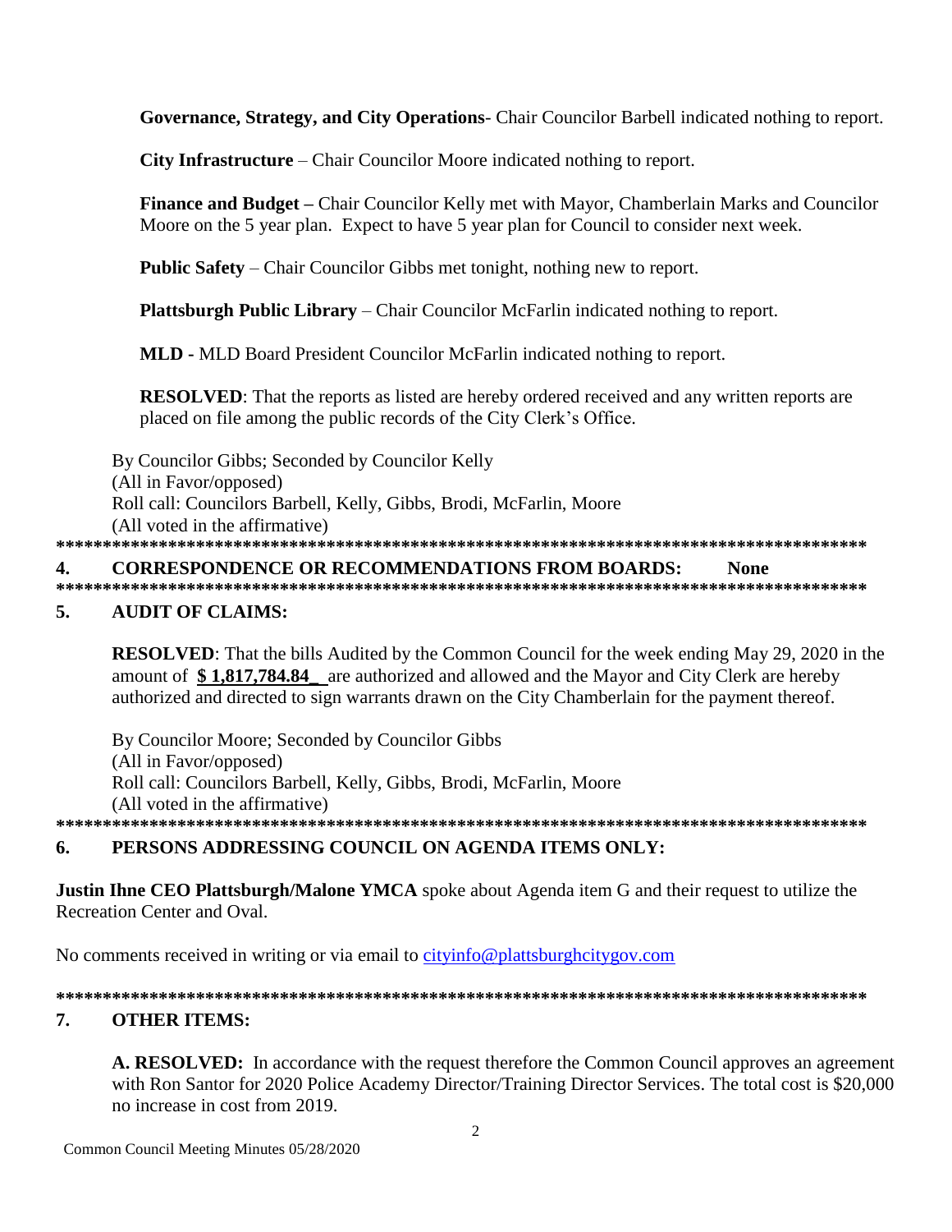**Governance, Strategy, and City Operations**- Chair Councilor Barbell indicated nothing to report.

**City Infrastructure** – Chair Councilor Moore indicated nothing to report.

**Finance and Budget –** Chair Councilor Kelly met with Mayor, Chamberlain Marks and Councilor Moore on the 5 year plan. Expect to have 5 year plan for Council to consider next week.

**Public Safety** – Chair Councilor Gibbs met tonight, nothing new to report.

**Plattsburgh Public Library** – Chair Councilor McFarlin indicated nothing to report.

**MLD -** MLD Board President Councilor McFarlin indicated nothing to report.

**RESOLVED**: That the reports as listed are hereby ordered received and any written reports are placed on file among the public records of the City Clerk's Office.

By Councilor Gibbs; Seconded by Councilor Kelly
(All in Favor/opposed)
Roll call: Councilors Barbell, Kelly, Gibbs, Brodi, McFarlin, Moore
(All voted in the affirmative)

**********************************************************************************************

## 4. CORRESPONDENCE OR RECOMMENDATIONS FROM BOARDS: None

**********************************************************************************************

## 5. AUDIT OF CLAIMS:

**RESOLVED**: That the bills Audited by the Common Council for the week ending May 29, 2020 in the amount of **$ 1,817,784.84_** are authorized and allowed and the Mayor and City Clerk are hereby authorized and directed to sign warrants drawn on the City Chamberlain for the payment thereof.

By Councilor Moore; Seconded by Councilor Gibbs
(All in Favor/opposed)
Roll call: Councilors Barbell, Kelly, Gibbs, Brodi, McFarlin, Moore
(All voted in the affirmative)

**********************************************************************************************

## 6. PERSONS ADDRESSING COUNCIL ON AGENDA ITEMS ONLY:

**Justin Ihne CEO Plattsburgh/Malone YMCA** spoke about Agenda item G and their request to utilize the Recreation Center and Oval.

No comments received in writing or via email to cityinfo@plattsburghcitygov.com

**********************************************************************************************

## 7. OTHER ITEMS:

**A. RESOLVED:** In accordance with the request therefore the Common Council approves an agreement with Ron Santor for 2020 Police Academy Director/Training Director Services. The total cost is $20,000 no increase in cost from 2019.

Common Council Meeting Minutes 05/28/2020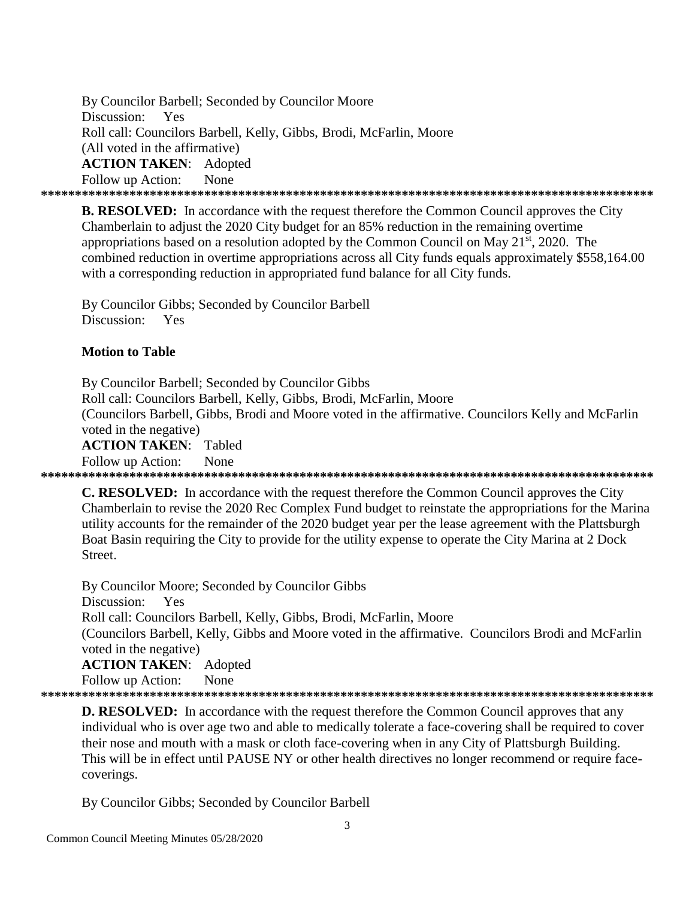By Councilor Barbell; Seconded by Councilor Moore
Discussion: Yes
Roll call: Councilors Barbell, Kelly, Gibbs, Brodi, McFarlin, Moore
(All voted in the affirmative)
**ACTION TAKEN**: Adopted
Follow up Action: None

*******************************************************************************************

**B. RESOLVED:** In accordance with the request therefore the Common Council approves the City Chamberlain to adjust the 2020 City budget for an 85% reduction in the remaining overtime appropriations based on a resolution adopted by the Common Council on May 21st, 2020. The combined reduction in overtime appropriations across all City funds equals approximately $558,164.00 with a corresponding reduction in appropriated fund balance for all City funds.

By Councilor Gibbs; Seconded by Councilor Barbell
Discussion: Yes

**Motion to Table**

By Councilor Barbell; Seconded by Councilor Gibbs
Roll call: Councilors Barbell, Kelly, Gibbs, Brodi, McFarlin, Moore
(Councilors Barbell, Gibbs, Brodi and Moore voted in the affirmative. Councilors Kelly and McFarlin voted in the negative)
**ACTION TAKEN**: Tabled
Follow up Action: None

*******************************************************************************************

**C. RESOLVED:** In accordance with the request therefore the Common Council approves the City Chamberlain to revise the 2020 Rec Complex Fund budget to reinstate the appropriations for the Marina utility accounts for the remainder of the 2020 budget year per the lease agreement with the Plattsburgh Boat Basin requiring the City to provide for the utility expense to operate the City Marina at 2 Dock Street.

By Councilor Moore; Seconded by Councilor Gibbs
Discussion: Yes
Roll call: Councilors Barbell, Kelly, Gibbs, Brodi, McFarlin, Moore
(Councilors Barbell, Kelly, Gibbs and Moore voted in the affirmative. Councilors Brodi and McFarlin voted in the negative)
**ACTION TAKEN**: Adopted
Follow up Action: None

*******************************************************************************************

**D. RESOLVED:** In accordance with the request therefore the Common Council approves that any individual who is over age two and able to medically tolerate a face-covering shall be required to cover their nose and mouth with a mask or cloth face-covering when in any City of Plattsburgh Building. This will be in effect until PAUSE NY or other health directives no longer recommend or require face-coverings.

By Councilor Gibbs; Seconded by Councilor Barbell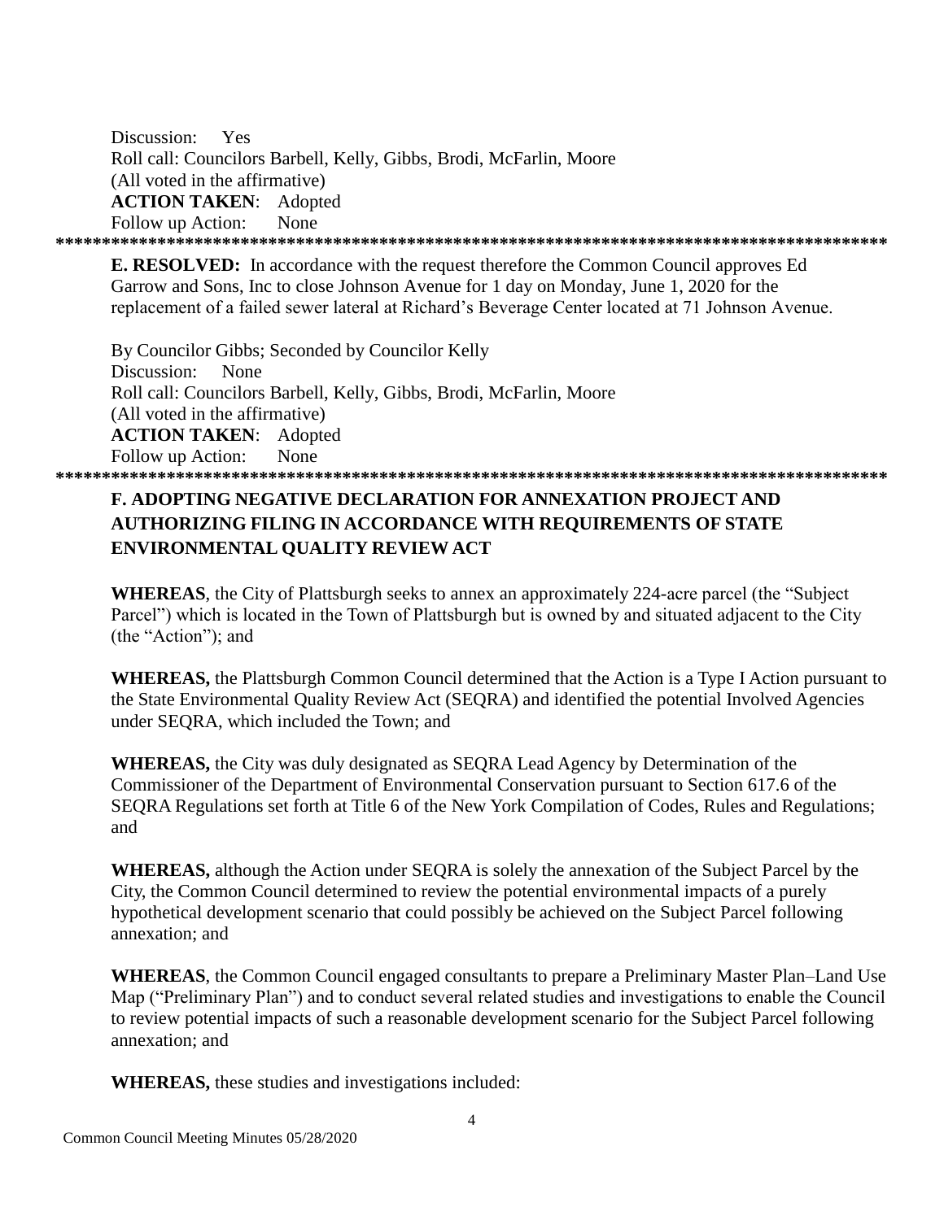Discussion: Yes
Roll call: Councilors Barbell, Kelly, Gibbs, Brodi, McFarlin, Moore
(All voted in the affirmative)
**ACTION TAKEN**: Adopted
Follow up Action: None

*******************************************************************************************

**E. RESOLVED:** In accordance with the request therefore the Common Council approves Ed Garrow and Sons, Inc to close Johnson Avenue for 1 day on Monday, June 1, 2020 for the replacement of a failed sewer lateral at Richard's Beverage Center located at 71 Johnson Avenue.

By Councilor Gibbs; Seconded by Councilor Kelly
Discussion: None
Roll call: Councilors Barbell, Kelly, Gibbs, Brodi, McFarlin, Moore
(All voted in the affirmative)
**ACTION TAKEN**: Adopted
Follow up Action: None

*******************************************************************************************

**F. ADOPTING NEGATIVE DECLARATION FOR ANNEXATION PROJECT AND AUTHORIZING FILING IN ACCORDANCE WITH REQUIREMENTS OF STATE ENVIRONMENTAL QUALITY REVIEW ACT**

**WHEREAS**, the City of Plattsburgh seeks to annex an approximately 224-acre parcel (the "Subject Parcel") which is located in the Town of Plattsburgh but is owned by and situated adjacent to the City (the "Action"); and

**WHEREAS,** the Plattsburgh Common Council determined that the Action is a Type I Action pursuant to the State Environmental Quality Review Act (SEQRA) and identified the potential Involved Agencies under SEQRA, which included the Town; and

**WHEREAS,** the City was duly designated as SEQRA Lead Agency by Determination of the Commissioner of the Department of Environmental Conservation pursuant to Section 617.6 of the SEQRA Regulations set forth at Title 6 of the New York Compilation of Codes, Rules and Regulations; and

**WHEREAS,** although the Action under SEQRA is solely the annexation of the Subject Parcel by the City, the Common Council determined to review the potential environmental impacts of a purely hypothetical development scenario that could possibly be achieved on the Subject Parcel following annexation; and

**WHEREAS**, the Common Council engaged consultants to prepare a Preliminary Master Plan–Land Use Map ("Preliminary Plan") and to conduct several related studies and investigations to enable the Council to review potential impacts of such a reasonable development scenario for the Subject Parcel following annexation; and

**WHEREAS,** these studies and investigations included: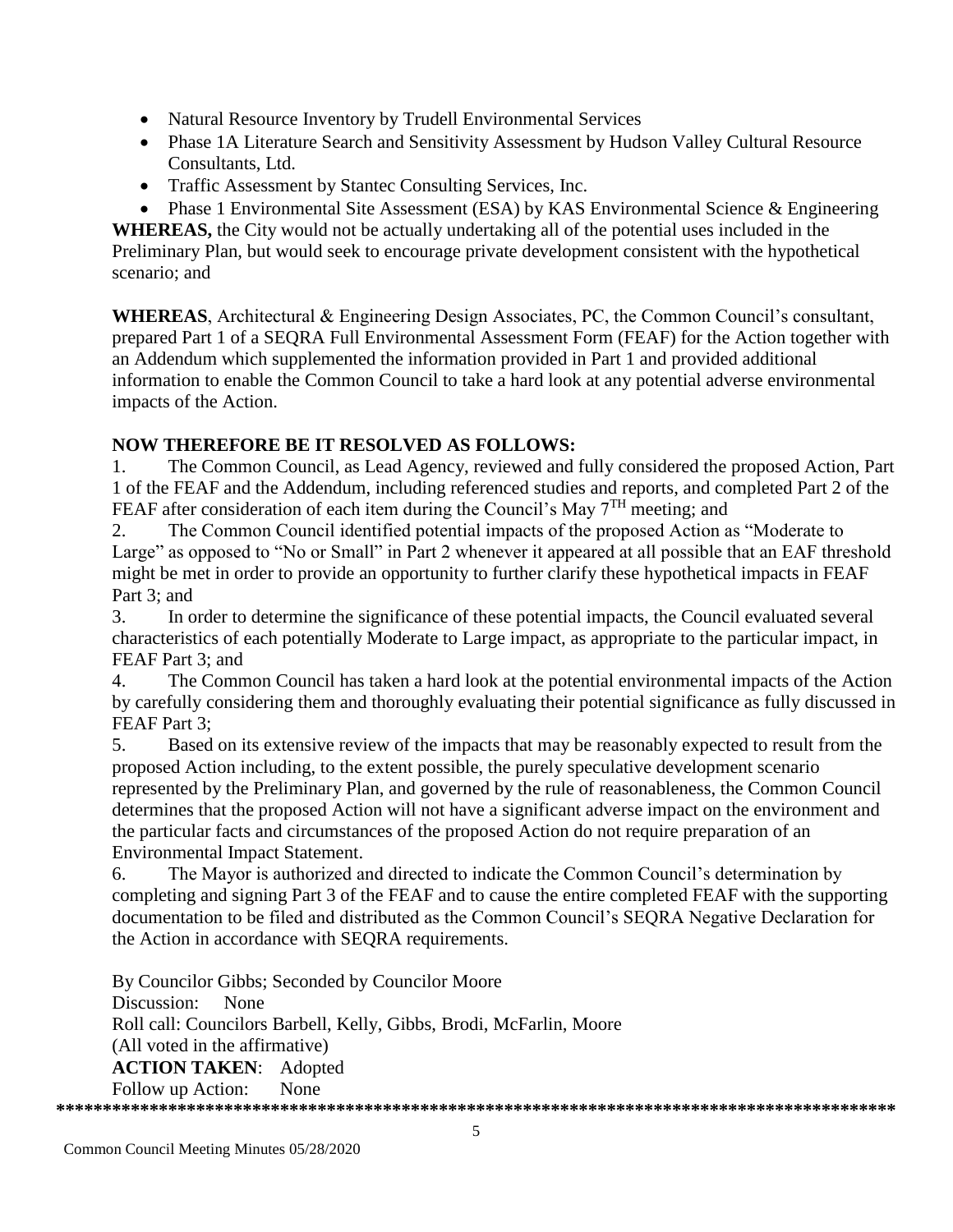- Natural Resource Inventory by Trudell Environmental Services
- Phase 1A Literature Search and Sensitivity Assessment by Hudson Valley Cultural Resource Consultants, Ltd.
- Traffic Assessment by Stantec Consulting Services, Inc.
- Phase 1 Environmental Site Assessment (ESA) by KAS Environmental Science & Engineering

**WHEREAS,** the City would not be actually undertaking all of the potential uses included in the Preliminary Plan, but would seek to encourage private development consistent with the hypothetical scenario; and

**WHEREAS**, Architectural & Engineering Design Associates, PC, the Common Council's consultant, prepared Part 1 of a SEQRA Full Environmental Assessment Form (FEAF) for the Action together with an Addendum which supplemented the information provided in Part 1 and provided additional information to enable the Common Council to take a hard look at any potential adverse environmental impacts of the Action.

**NOW THEREFORE BE IT RESOLVED AS FOLLOWS:**

1. The Common Council, as Lead Agency, reviewed and fully considered the proposed Action, Part 1 of the FEAF and the Addendum, including referenced studies and reports, and completed Part 2 of the FEAF after consideration of each item during the Council's May 7TH meeting; and
2. The Common Council identified potential impacts of the proposed Action as "Moderate to Large" as opposed to "No or Small" in Part 2 whenever it appeared at all possible that an EAF threshold might be met in order to provide an opportunity to further clarify these hypothetical impacts in FEAF Part 3; and
3. In order to determine the significance of these potential impacts, the Council evaluated several characteristics of each potentially Moderate to Large impact, as appropriate to the particular impact, in FEAF Part 3; and
4. The Common Council has taken a hard look at the potential environmental impacts of the Action by carefully considering them and thoroughly evaluating their potential significance as fully discussed in FEAF Part 3;
5. Based on its extensive review of the impacts that may be reasonably expected to result from the proposed Action including, to the extent possible, the purely speculative development scenario represented by the Preliminary Plan, and governed by the rule of reasonableness, the Common Council determines that the proposed Action will not have a significant adverse impact on the environment and the particular facts and circumstances of the proposed Action do not require preparation of an Environmental Impact Statement.
6. The Mayor is authorized and directed to indicate the Common Council's determination by completing and signing Part 3 of the FEAF and to cause the entire completed FEAF with the supporting documentation to be filed and distributed as the Common Council's SEQRA Negative Declaration for the Action in accordance with SEQRA requirements.

By Councilor Gibbs; Seconded by Councilor Moore
Discussion: None
Roll call: Councilors Barbell, Kelly, Gibbs, Brodi, McFarlin, Moore
(All voted in the affirmative)
**ACTION TAKEN**: Adopted
Follow up Action: None

******************************************************************************************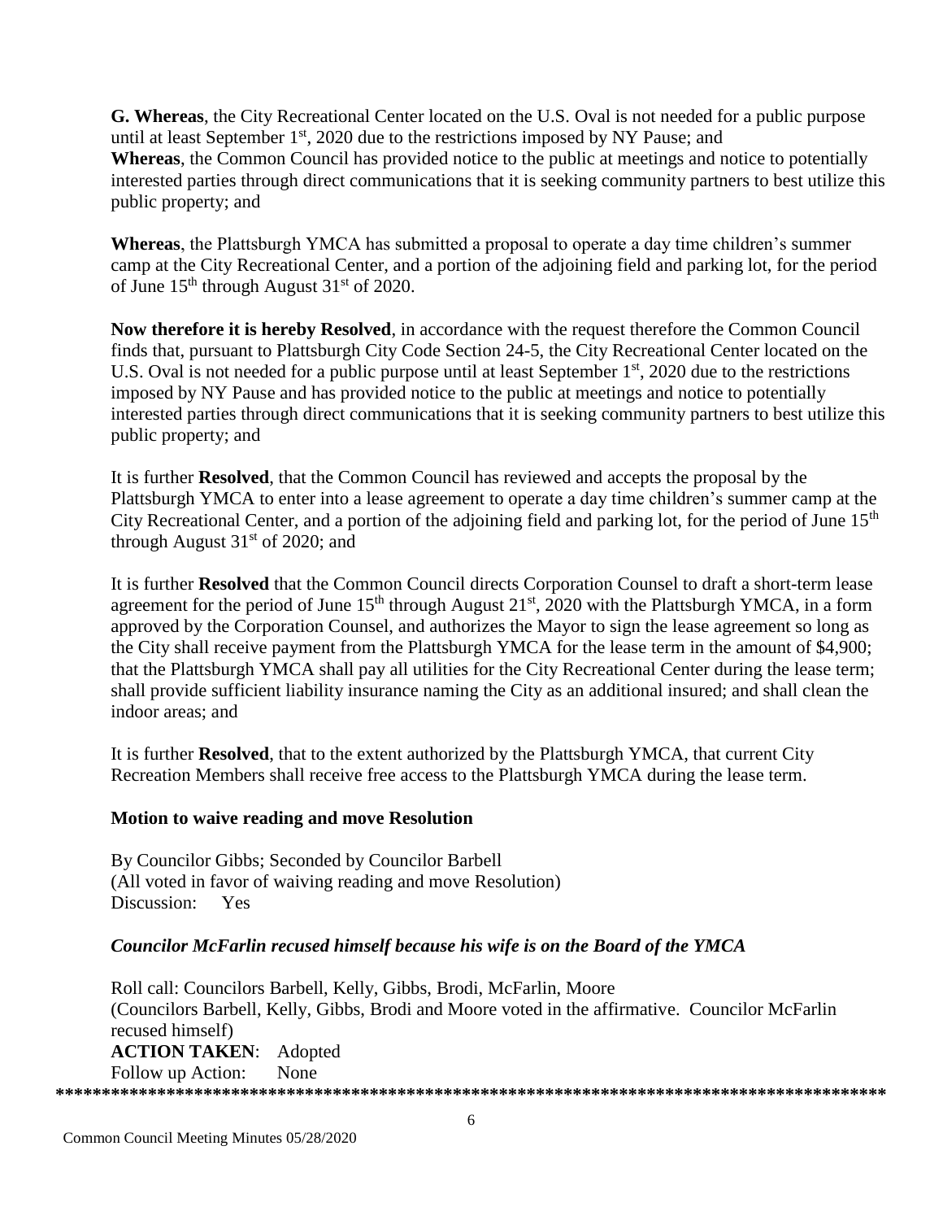**G. Whereas**, the City Recreational Center located on the U.S. Oval is not needed for a public purpose until at least September 1st, 2020 due to the restrictions imposed by NY Pause; and
**Whereas**, the Common Council has provided notice to the public at meetings and notice to potentially interested parties through direct communications that it is seeking community partners to best utilize this public property; and

**Whereas**, the Plattsburgh YMCA has submitted a proposal to operate a day time children's summer camp at the City Recreational Center, and a portion of the adjoining field and parking lot, for the period of June 15th through August 31st of 2020.

**Now therefore it is hereby Resolved**, in accordance with the request therefore the Common Council finds that, pursuant to Plattsburgh City Code Section 24-5, the City Recreational Center located on the U.S. Oval is not needed for a public purpose until at least September 1st, 2020 due to the restrictions imposed by NY Pause and has provided notice to the public at meetings and notice to potentially interested parties through direct communications that it is seeking community partners to best utilize this public property; and

It is further **Resolved**, that the Common Council has reviewed and accepts the proposal by the Plattsburgh YMCA to enter into a lease agreement to operate a day time children's summer camp at the City Recreational Center, and a portion of the adjoining field and parking lot, for the period of June 15th through August 31st of 2020; and

It is further **Resolved** that the Common Council directs Corporation Counsel to draft a short-term lease agreement for the period of June 15th through August 21st, 2020 with the Plattsburgh YMCA, in a form approved by the Corporation Counsel, and authorizes the Mayor to sign the lease agreement so long as the City shall receive payment from the Plattsburgh YMCA for the lease term in the amount of $4,900; that the Plattsburgh YMCA shall pay all utilities for the City Recreational Center during the lease term; shall provide sufficient liability insurance naming the City as an additional insured; and shall clean the indoor areas; and

It is further **Resolved**, that to the extent authorized by the Plattsburgh YMCA, that current City Recreation Members shall receive free access to the Plattsburgh YMCA during the lease term.

**Motion to waive reading and move Resolution**

By Councilor Gibbs; Seconded by Councilor Barbell
(All voted in favor of waiving reading and move Resolution)
Discussion: Yes

***Councilor McFarlin recused himself because his wife is on the Board of the YMCA***

Roll call: Councilors Barbell, Kelly, Gibbs, Brodi, McFarlin, Moore
(Councilors Barbell, Kelly, Gibbs, Brodi and Moore voted in the affirmative. Councilor McFarlin recused himself)
**ACTION TAKEN**: Adopted
Follow up Action: None

*****************************************************************************************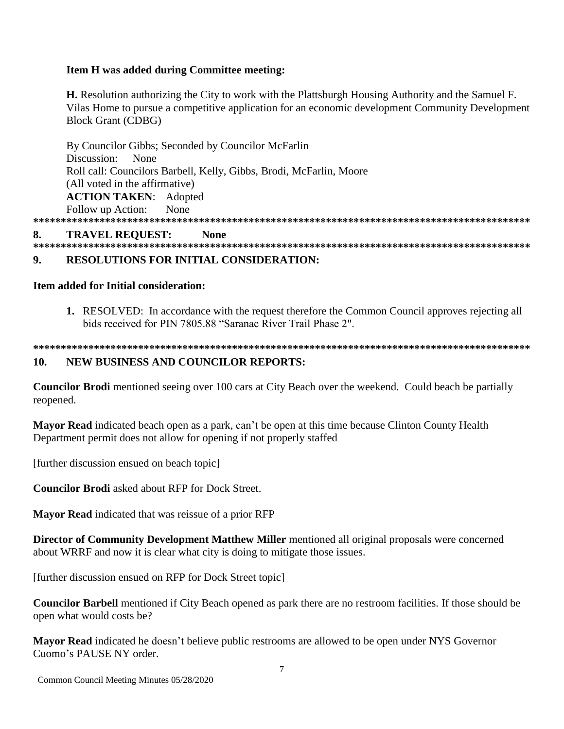**Item H was added during Committee meeting:**

**H.** Resolution authorizing the City to work with the Plattsburgh Housing Authority and the Samuel F. Vilas Home to pursue a competitive application for an economic development Community Development Block Grant (CDBG)

By Councilor Gibbs; Seconded by Councilor McFarlin
Discussion: None
Roll call: Councilors Barbell, Kelly, Gibbs, Brodi, McFarlin, Moore
(All voted in the affirmative)
**ACTION TAKEN**: Adopted
Follow up Action: None

*********************************************************************************************

**8. TRAVEL REQUEST: None**

*********************************************************************************************

**9. RESOLUTIONS FOR INITIAL CONSIDERATION:**

**Item added for Initial consideration:**

1. RESOLVED: In accordance with the request therefore the Common Council approves rejecting all bids received for PIN 7805.88 "Saranac River Trail Phase 2".

*********************************************************************************************

**10. NEW BUSINESS AND COUNCILOR REPORTS:**

**Councilor Brodi** mentioned seeing over 100 cars at City Beach over the weekend. Could beach be partially reopened.

**Mayor Read** indicated beach open as a park, can't be open at this time because Clinton County Health Department permit does not allow for opening if not properly staffed

[further discussion ensued on beach topic]

**Councilor Brodi** asked about RFP for Dock Street.

**Mayor Read** indicated that was reissue of a prior RFP

**Director of Community Development Matthew Miller** mentioned all original proposals were concerned about WRRF and now it is clear what city is doing to mitigate those issues.

[further discussion ensued on RFP for Dock Street topic]

**Councilor Barbell** mentioned if City Beach opened as park there are no restroom facilities. If those should be open what would costs be?

**Mayor Read** indicated he doesn't believe public restrooms are allowed to be open under NYS Governor Cuomo's PAUSE NY order.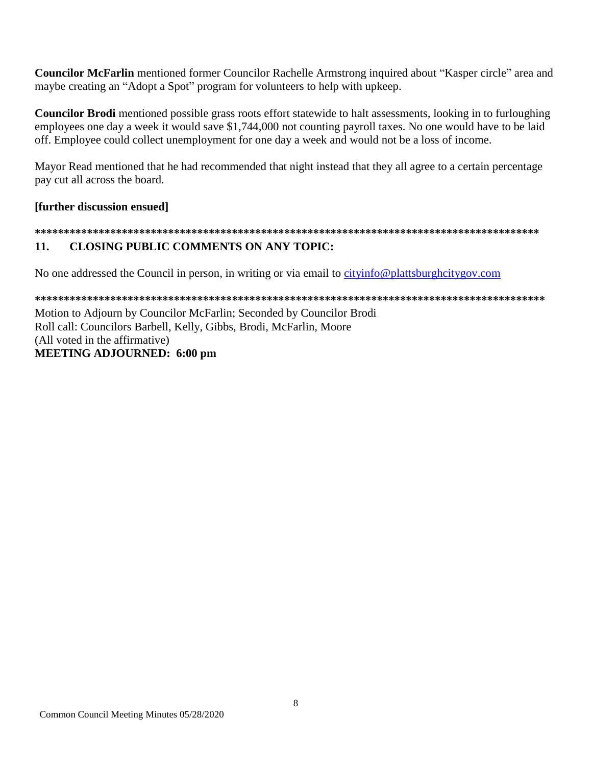**Councilor McFarlin** mentioned former Councilor Rachelle Armstrong inquired about "Kasper circle" area and maybe creating an "Adopt a Spot" program for volunteers to help with upkeep.

**Councilor Brodi** mentioned possible grass roots effort statewide to halt assessments, looking in to furloughing employees one day a week it would save $1,744,000 not counting payroll taxes. No one would have to be laid off. Employee could collect unemployment for one day a week and would not be a loss of income.

Mayor Read mentioned that he had recommended that night instead that they all agree to a certain percentage pay cut all across the board.

**[further discussion ensued]**

**************************************************************************************

## 11. CLOSING PUBLIC COMMENTS ON ANY TOPIC:

No one addressed the Council in person, in writing or via email to cityinfo@plattsburghcitygov.com

**************************************************************************************

Motion to Adjourn by Councilor McFarlin; Seconded by Councilor Brodi
Roll call: Councilors Barbell, Kelly, Gibbs, Brodi, McFarlin, Moore
(All voted in the affirmative)
**MEETING ADJOURNED: 6:00 pm**